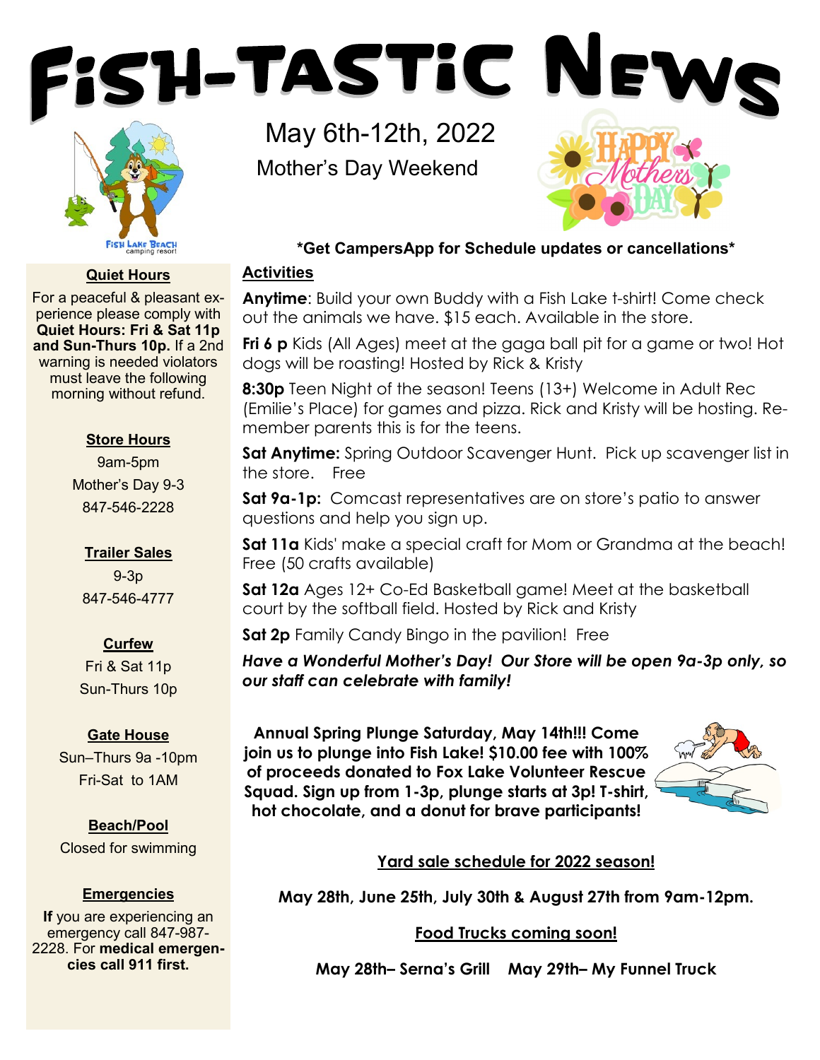# Fish-Tastic News

May 6th-12th, 2022

Mother's Day Weekend

**\*Get CampersApp for Schedule updates or cancellations\***

## Activities

**Anytime**: Build your own Buddy with a Fish Lake t-shirt! Come check out the animals we have. $15 each. Available in the store.

**Fri 6 p** Kids (All Ages) meet at the gaga ball pit for a game or two! Hot dogs will be roasting! Hosted by Rick & Kristy

**8:30p** Teen Night of the season! Teens (13+) Welcome in Adult Rec (Emilie's Place) for games and pizza. Rick and Kristy will be hosting. Remember parents this is for the teens.

**Sat Anytime:** Spring Outdoor Scavenger Hunt. Pick up scavenger list in the store. Free

**Sat 9a-1p:** Comcast representatives are on store's patio to answer questions and help you sign up.

**Sat 11a** Kids' make a special craft for Mom or Grandma at the beach! Free (50 crafts available)

**Sat 12a** Ages 12+ Co-Ed Basketball game! Meet at the basketball court by the softball field. Hosted by Rick and Kristy

**Sat 2p** Family Candy Bingo in the pavilion! Free

***Have a Wonderful Mother's Day! Our Store will be open 9a-3p only, so our staff can celebrate with family!***

**Annual Spring Plunge Saturday, May 14th!!! Come join us to plunge into Fish Lake! $10.00 fee with 100% of proceeds donated to Fox Lake Volunteer Rescue Squad. Sign up from 1-3p, plunge starts at 3p! T-shirt, hot chocolate, and a donut for brave participants!**

**Yard sale schedule for 2022 season!**

**May 28th, June 25th, July 30th & August 27th from 9am-12pm.**

**Food Trucks coming soon!**

**May 28th– Serna's Grill May 29th– My Funnel Truck**

### Quiet Hours

For a peaceful & pleasant experience please comply with **Quiet Hours: Fri & Sat 11p and Sun-Thurs 10p.** If a 2nd warning is needed violators must leave the following morning without refund.

### Store Hours

9am-5pm

Mother's Day 9-3

847-546-2228

### Trailer Sales

9-3p

847-546-4777

### Curfew

Fri & Sat 11p

Sun-Thurs 10p

### Gate House

Sun–Thurs 9a -10pm

Fri-Sat to 1AM

### Beach/Pool

Closed for swimming

### Emergencies

**If** you are experiencing an emergency call 847-987-2228. For **medical emergencies call 911 first.**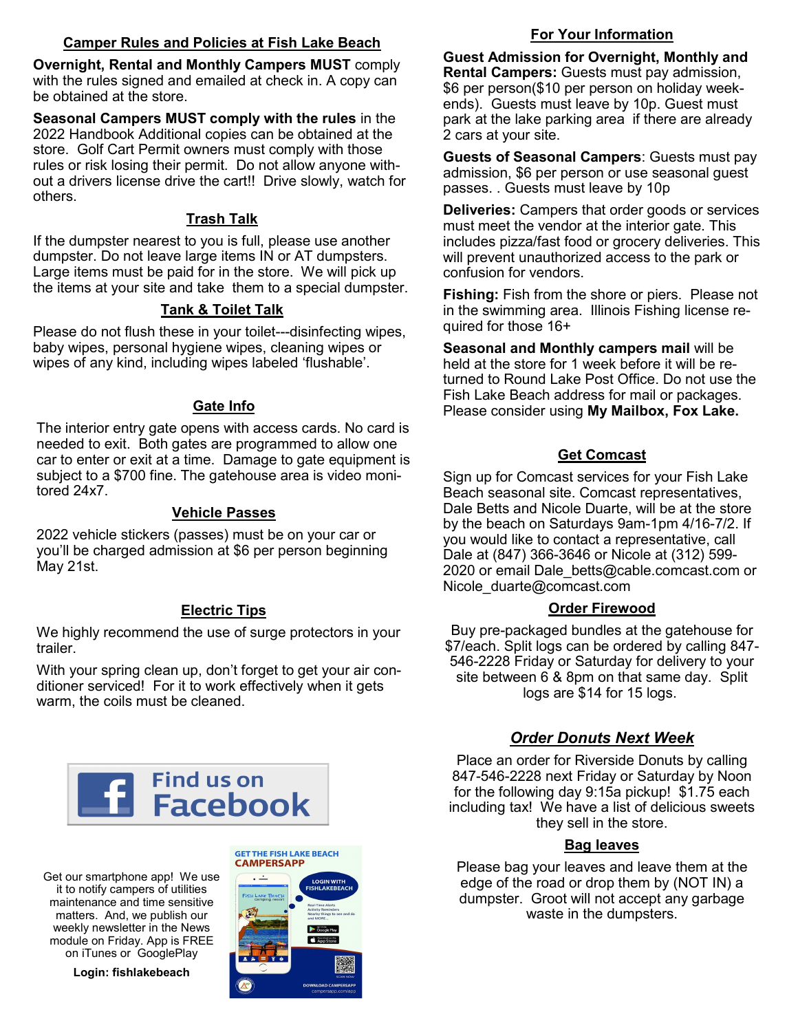## Camper Rules and Policies at Fish Lake Beach

**Overnight, Rental and Monthly Campers MUST** comply with the rules signed and emailed at check in. A copy can be obtained at the store.

**Seasonal Campers MUST comply with the rules** in the 2022 Handbook Additional copies can be obtained at the store. Golf Cart Permit owners must comply with those rules or risk losing their permit. Do not allow anyone without a drivers license drive the cart!! Drive slowly, watch for others.

## Trash Talk

If the dumpster nearest to you is full, please use another dumpster. Do not leave large items IN or AT dumpsters. Large items must be paid for in the store. We will pick up the items at your site and take them to a special dumpster.

## Tank & Toilet Talk

Please do not flush these in your toilet---disinfecting wipes, baby wipes, personal hygiene wipes, cleaning wipes or wipes of any kind, including wipes labeled 'flushable'.

## Gate Info

The interior entry gate opens with access cards. No card is needed to exit. Both gates are programmed to allow one car to enter or exit at a time. Damage to gate equipment is subject to a $700 fine. The gatehouse area is video monitored 24x7.

## Vehicle Passes

2022 vehicle stickers (passes) must be on your car or you'll be charged admission at $6 per person beginning May 21st.

## Electric Tips

We highly recommend the use of surge protectors in your trailer.

With your spring clean up, don't forget to get your air conditioner serviced! For it to work effectively when it gets warm, the coils must be cleaned.

Find us on Facebook

Get our smartphone app! We use it to notify campers of utilities maintenance and time sensitive matters. And, we publish our weekly newsletter in the News module on Friday. App is FREE on iTunes or GooglePlay

**Login: fishlakebeach**

GET THE FISH LAKE BEACH CAMPERSAPP

LOGIN WITH FISHLAKEBEACH

## For Your Information

**Guest Admission for Overnight, Monthly and Rental Campers:** Guests must pay admission, $6 per person($10 per person on holiday weekends). Guests must leave by 10p. Guest must park at the lake parking area if there are already 2 cars at your site.

**Guests of Seasonal Campers**: Guests must pay admission, $6 per person or use seasonal guest passes. . Guests must leave by 10p

**Deliveries:** Campers that order goods or services must meet the vendor at the interior gate. This includes pizza/fast food or grocery deliveries. This will prevent unauthorized access to the park or confusion for vendors.

**Fishing:** Fish from the shore or piers. Please not in the swimming area. Illinois Fishing license required for those 16+

**Seasonal and Monthly campers mail** will be held at the store for 1 week before it will be returned to Round Lake Post Office. Do not use the Fish Lake Beach address for mail or packages. Please consider using **My Mailbox, Fox Lake.**

## Get Comcast

Sign up for Comcast services for your Fish Lake Beach seasonal site. Comcast representatives, Dale Betts and Nicole Duarte, will be at the store by the beach on Saturdays 9am-1pm 4/16-7/2. If you would like to contact a representative, call Dale at (847) 366-3646 or Nicole at (312) 599-2020 or email Dale_betts@cable.comcast.com or Nicole_duarte@comcast.com

## Order Firewood

Buy pre-packaged bundles at the gatehouse for $7/each. Split logs can be ordered by calling 847-546-2228 Friday or Saturday for delivery to your site between 6 & 8pm on that same day. Split logs are $14 for 15 logs.

## *Order Donuts Next Week*

Place an order for Riverside Donuts by calling 847-546-2228 next Friday or Saturday by Noon for the following day 9:15a pickup! $1.75 each including tax! We have a list of delicious sweets they sell in the store.

## Bag leaves

Please bag your leaves and leave them at the edge of the road or drop them by (NOT IN) a dumpster. Groot will not accept any garbage waste in the dumpsters.